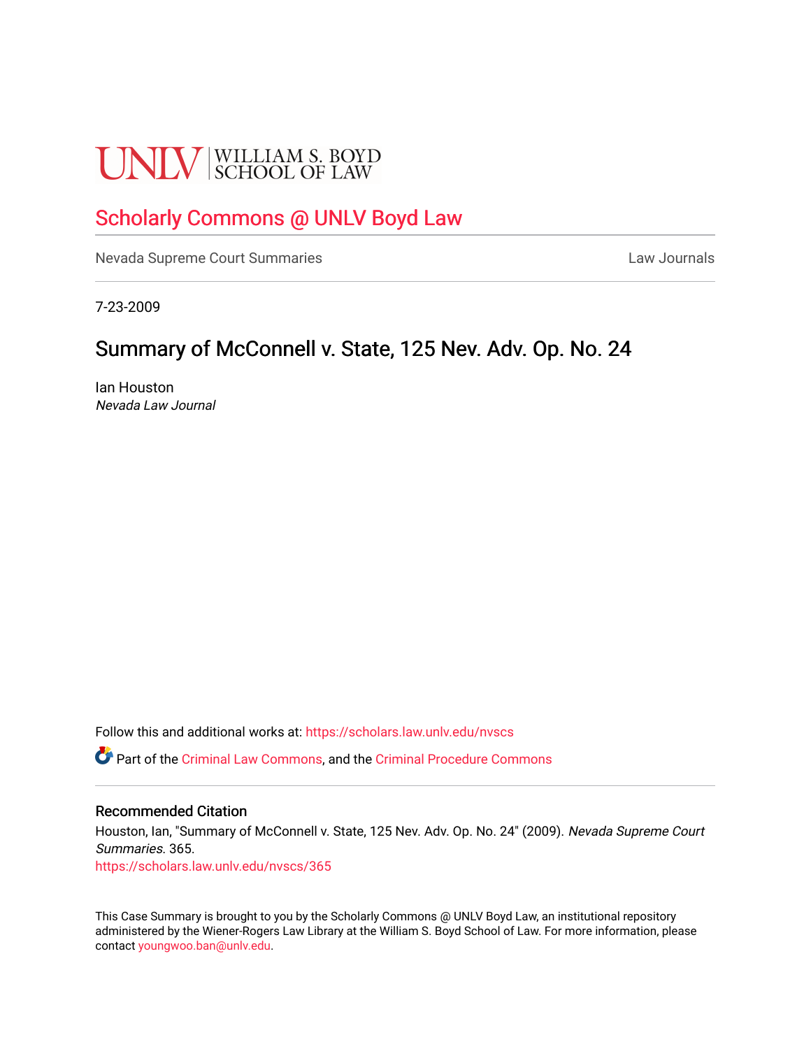UNLV | WILLIAM S. BOYD SCHOOL OF LAW

# Scholarly Commons @ UNLV Boyd Law

Nevada Supreme Court Summaries

Law Journals

7-23-2009

## Summary of McConnell v. State, 125 Nev. Adv. Op. No. 24

Ian Houston
*Nevada Law Journal*

Follow this and additional works at: https://scholars.law.unlv.edu/nvscs

Part of the Criminal Law Commons, and the Criminal Procedure Commons

### Recommended Citation

Houston, Ian, "Summary of McConnell v. State, 125 Nev. Adv. Op. No. 24" (2009). *Nevada Supreme Court Summaries*. 365.
https://scholars.law.unlv.edu/nvscs/365

This Case Summary is brought to you by the Scholarly Commons @ UNLV Boyd Law, an institutional repository administered by the Wiener-Rogers Law Library at the William S. Boyd School of Law. For more information, please contact youngwoo.ban@unlv.edu.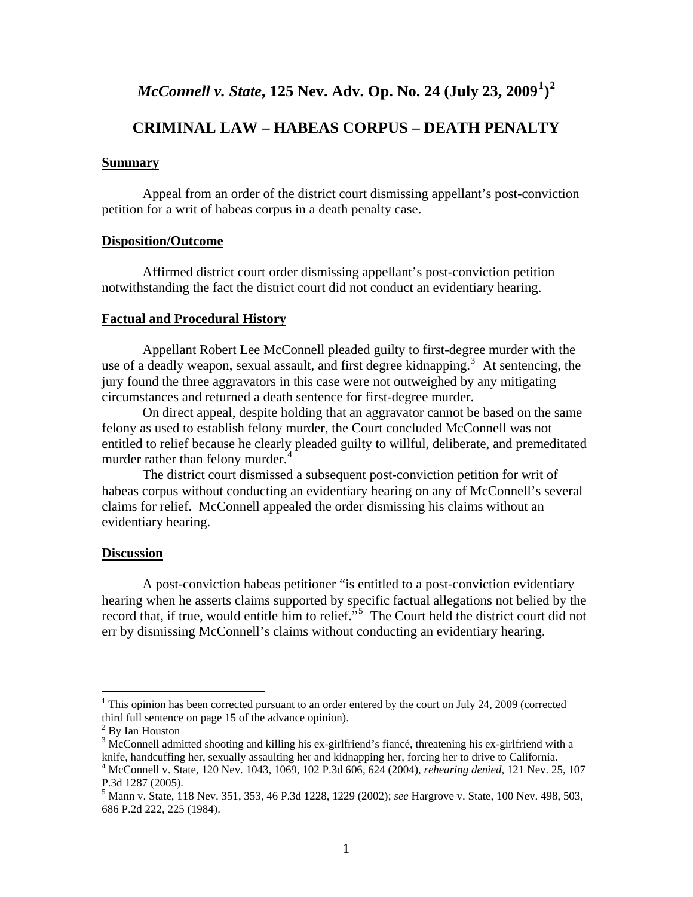# *McConnell v. State*, 125 Nev. Adv. Op. No. 24 (July 23, 2009[1])[2]

## CRIMINAL LAW – HABEAS CORPUS – DEATH PENALTY

### Summary

Appeal from an order of the district court dismissing appellant's post-conviction petition for a writ of habeas corpus in a death penalty case.

### Disposition/Outcome

Affirmed district court order dismissing appellant's post-conviction petition notwithstanding the fact the district court did not conduct an evidentiary hearing.

### Factual and Procedural History

Appellant Robert Lee McConnell pleaded guilty to first-degree murder with the use of a deadly weapon, sexual assault, and first degree kidnapping.[3] At sentencing, the jury found the three aggravators in this case were not outweighed by any mitigating circumstances and returned a death sentence for first-degree murder.

On direct appeal, despite holding that an aggravator cannot be based on the same felony as used to establish felony murder, the Court concluded McConnell was not entitled to relief because he clearly pleaded guilty to willful, deliberate, and premeditated murder rather than felony murder.[4]

The district court dismissed a subsequent post-conviction petition for writ of habeas corpus without conducting an evidentiary hearing on any of McConnell's several claims for relief. McConnell appealed the order dismissing his claims without an evidentiary hearing.

### Discussion

A post-conviction habeas petitioner "is entitled to a post-conviction evidentiary hearing when he asserts claims supported by specific factual allegations not belied by the record that, if true, would entitle him to relief."[5] The Court held the district court did not err by dismissing McConnell's claims without conducting an evidentiary hearing.

---

[1] This opinion has been corrected pursuant to an order entered by the court on July 24, 2009 (corrected third full sentence on page 15 of the advance opinion).

[2] By Ian Houston

[3] McConnell admitted shooting and killing his ex-girlfriend's fiancé, threatening his ex-girlfriend with a knife, handcuffing her, sexually assaulting her and kidnapping her, forcing her to drive to California.

[4] McConnell v. State, 120 Nev. 1043, 1069, 102 P.3d 606, 624 (2004), *rehearing denied*, 121 Nev. 25, 107 P.3d 1287 (2005).

[5] Mann v. State, 118 Nev. 351, 353, 46 P.3d 1228, 1229 (2002); *see* Hargrove v. State, 100 Nev. 498, 503, 686 P.2d 222, 225 (1984).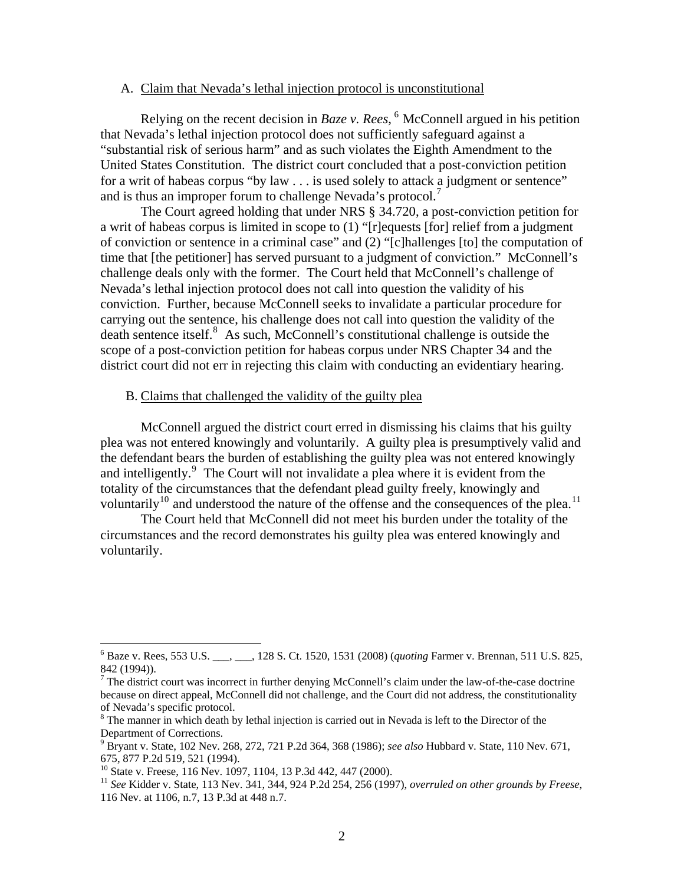### A. Claim that Nevada's lethal injection protocol is unconstitutional

Relying on the recent decision in *Baze v. Rees*, [6] McConnell argued in his petition that Nevada's lethal injection protocol does not sufficiently safeguard against a "substantial risk of serious harm" and as such violates the Eighth Amendment to the United States Constitution. The district court concluded that a post-conviction petition for a writ of habeas corpus "by law . . . is used solely to attack a judgment or sentence" and is thus an improper forum to challenge Nevada's protocol.[7]

The Court agreed holding that under NRS § 34.720, a post-conviction petition for a writ of habeas corpus is limited in scope to (1) "[r]equests [for] relief from a judgment of conviction or sentence in a criminal case" and (2) "[c]hallenges [to] the computation of time that [the petitioner] has served pursuant to a judgment of conviction." McConnell's challenge deals only with the former. The Court held that McConnell's challenge of Nevada's lethal injection protocol does not call into question the validity of his conviction. Further, because McConnell seeks to invalidate a particular procedure for carrying out the sentence, his challenge does not call into question the validity of the death sentence itself.[8] As such, McConnell's constitutional challenge is outside the scope of a post-conviction petition for habeas corpus under NRS Chapter 34 and the district court did not err in rejecting this claim with conducting an evidentiary hearing.

### B. Claims that challenged the validity of the guilty plea

McConnell argued the district court erred in dismissing his claims that his guilty plea was not entered knowingly and voluntarily. A guilty plea is presumptively valid and the defendant bears the burden of establishing the guilty plea was not entered knowingly and intelligently.[9] The Court will not invalidate a plea where it is evident from the totality of the circumstances that the defendant plead guilty freely, knowingly and voluntarily[10] and understood the nature of the offense and the consequences of the plea.[11]

The Court held that McConnell did not meet his burden under the totality of the circumstances and the record demonstrates his guilty plea was entered knowingly and voluntarily.

---

[6] Baze v. Rees, 553 U.S. ___, ___, 128 S. Ct. 1520, 1531 (2008) (*quoting* Farmer v. Brennan, 511 U.S. 825, 842 (1994)).

[7] The district court was incorrect in further denying McConnell's claim under the law-of-the-case doctrine because on direct appeal, McConnell did not challenge, and the Court did not address, the constitutionality of Nevada's specific protocol.

[8] The manner in which death by lethal injection is carried out in Nevada is left to the Director of the Department of Corrections.

[9] Bryant v. State, 102 Nev. 268, 272, 721 P.2d 364, 368 (1986); *see also* Hubbard v. State, 110 Nev. 671, 675, 877 P.2d 519, 521 (1994).

[10] State v. Freese, 116 Nev. 1097, 1104, 13 P.3d 442, 447 (2000).

[11] *See* Kidder v. State, 113 Nev. 341, 344, 924 P.2d 254, 256 (1997), *overruled on other grounds by Freese*, 116 Nev. at 1106, n.7, 13 P.3d at 448 n.7.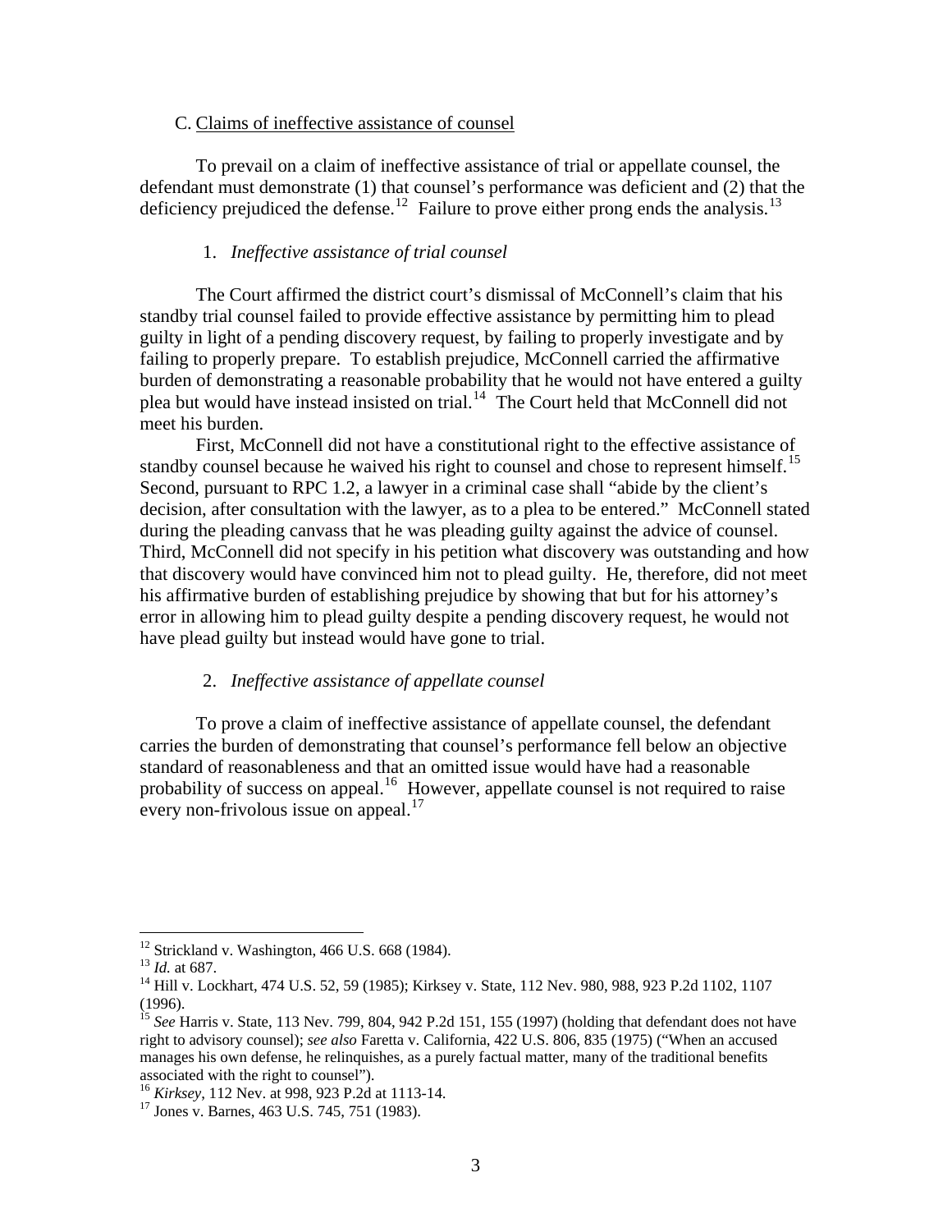### C. Claims of ineffective assistance of counsel

To prevail on a claim of ineffective assistance of trial or appellate counsel, the defendant must demonstrate (1) that counsel's performance was deficient and (2) that the deficiency prejudiced the defense.[12] Failure to prove either prong ends the analysis.[13]

#### 1. *Ineffective assistance of trial counsel*

The Court affirmed the district court's dismissal of McConnell's claim that his standby trial counsel failed to provide effective assistance by permitting him to plead guilty in light of a pending discovery request, by failing to properly investigate and by failing to properly prepare. To establish prejudice, McConnell carried the affirmative burden of demonstrating a reasonable probability that he would not have entered a guilty plea but would have instead insisted on trial.[14] The Court held that McConnell did not meet his burden.

First, McConnell did not have a constitutional right to the effective assistance of standby counsel because he waived his right to counsel and chose to represent himself.[15] Second, pursuant to RPC 1.2, a lawyer in a criminal case shall "abide by the client's decision, after consultation with the lawyer, as to a plea to be entered." McConnell stated during the pleading canvass that he was pleading guilty against the advice of counsel. Third, McConnell did not specify in his petition what discovery was outstanding and how that discovery would have convinced him not to plead guilty. He, therefore, did not meet his affirmative burden of establishing prejudice by showing that but for his attorney's error in allowing him to plead guilty despite a pending discovery request, he would not have plead guilty but instead would have gone to trial.

#### 2. *Ineffective assistance of appellate counsel*

To prove a claim of ineffective assistance of appellate counsel, the defendant carries the burden of demonstrating that counsel's performance fell below an objective standard of reasonableness and that an omitted issue would have had a reasonable probability of success on appeal.[16] However, appellate counsel is not required to raise every non-frivolous issue on appeal.[17]

---

[12] Strickland v. Washington, 466 U.S. 668 (1984).

[13] *Id.* at 687.

[14] Hill v. Lockhart, 474 U.S. 52, 59 (1985); Kirksey v. State, 112 Nev. 980, 988, 923 P.2d 1102, 1107 (1996).

[15] *See* Harris v. State, 113 Nev. 799, 804, 942 P.2d 151, 155 (1997) (holding that defendant does not have right to advisory counsel); *see also* Faretta v. California, 422 U.S. 806, 835 (1975) ("When an accused manages his own defense, he relinquishes, as a purely factual matter, many of the traditional benefits associated with the right to counsel").

[16] *Kirksey*, 112 Nev. at 998, 923 P.2d at 1113-14.

[17] Jones v. Barnes, 463 U.S. 745, 751 (1983).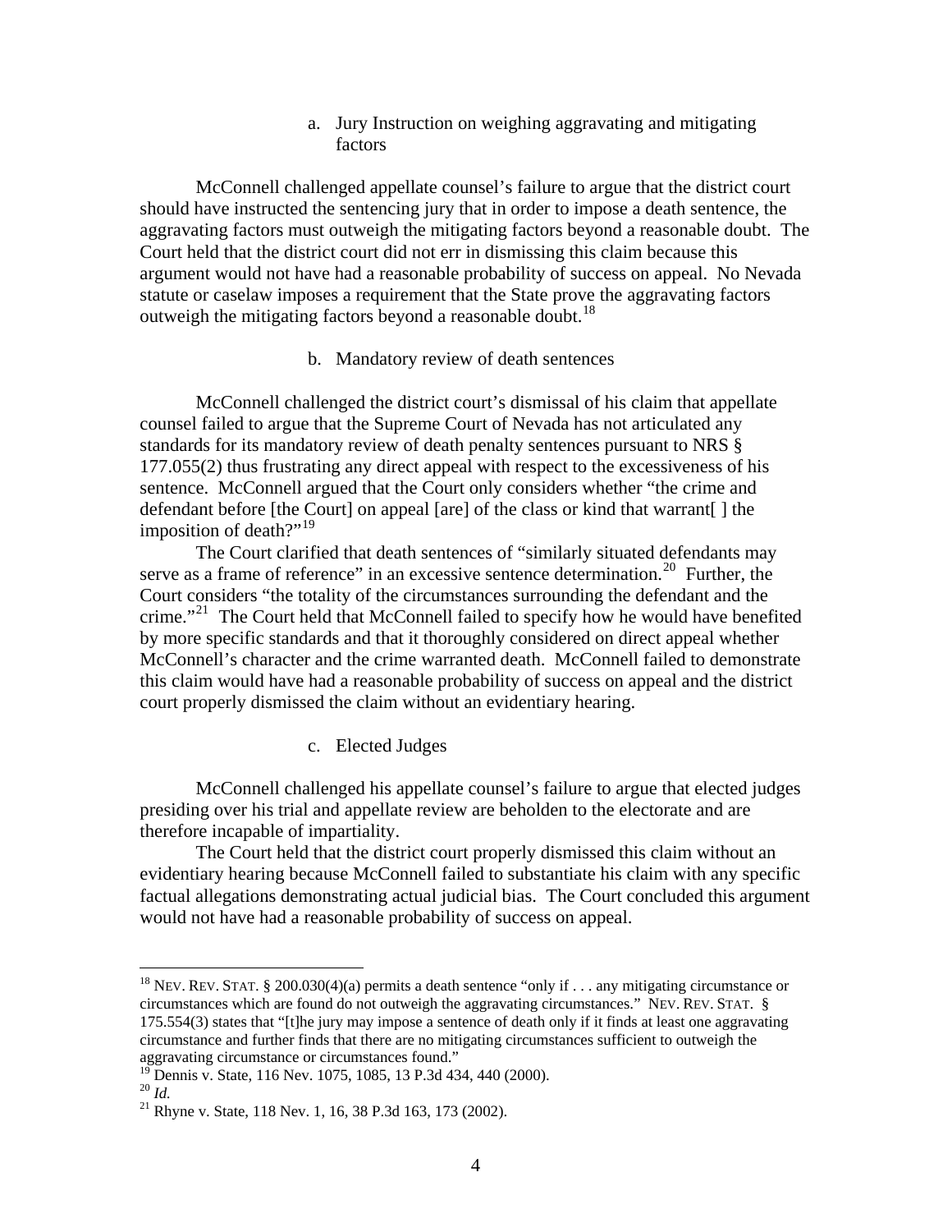a. Jury Instruction on weighing aggravating and mitigating factors

McConnell challenged appellate counsel's failure to argue that the district court should have instructed the sentencing jury that in order to impose a death sentence, the aggravating factors must outweigh the mitigating factors beyond a reasonable doubt. The Court held that the district court did not err in dismissing this claim because this argument would not have had a reasonable probability of success on appeal. No Nevada statute or caselaw imposes a requirement that the State prove the aggravating factors outweigh the mitigating factors beyond a reasonable doubt.[18]

b. Mandatory review of death sentences

McConnell challenged the district court's dismissal of his claim that appellate counsel failed to argue that the Supreme Court of Nevada has not articulated any standards for its mandatory review of death penalty sentences pursuant to NRS § 177.055(2) thus frustrating any direct appeal with respect to the excessiveness of his sentence. McConnell argued that the Court only considers whether "the crime and defendant before [the Court] on appeal [are] of the class or kind that warrant[ ] the imposition of death?"[19]

The Court clarified that death sentences of "similarly situated defendants may serve as a frame of reference" in an excessive sentence determination.[20] Further, the Court considers "the totality of the circumstances surrounding the defendant and the crime."[21] The Court held that McConnell failed to specify how he would have benefited by more specific standards and that it thoroughly considered on direct appeal whether McConnell's character and the crime warranted death. McConnell failed to demonstrate this claim would have had a reasonable probability of success on appeal and the district court properly dismissed the claim without an evidentiary hearing.

c. Elected Judges

McConnell challenged his appellate counsel's failure to argue that elected judges presiding over his trial and appellate review are beholden to the electorate and are therefore incapable of impartiality.

The Court held that the district court properly dismissed this claim without an evidentiary hearing because McConnell failed to substantiate his claim with any specific factual allegations demonstrating actual judicial bias. The Court concluded this argument would not have had a reasonable probability of success on appeal.

---

[18] NEV. REV. STAT. § 200.030(4)(a) permits a death sentence "only if . . . any mitigating circumstance or circumstances which are found do not outweigh the aggravating circumstances." NEV. REV. STAT. § 175.554(3) states that "[t]he jury may impose a sentence of death only if it finds at least one aggravating circumstance and further finds that there are no mitigating circumstances sufficient to outweigh the aggravating circumstance or circumstances found."

[19] Dennis v. State, 116 Nev. 1075, 1085, 13 P.3d 434, 440 (2000).

[20] *Id.*

[21] Rhyne v. State, 118 Nev. 1, 16, 38 P.3d 163, 173 (2002).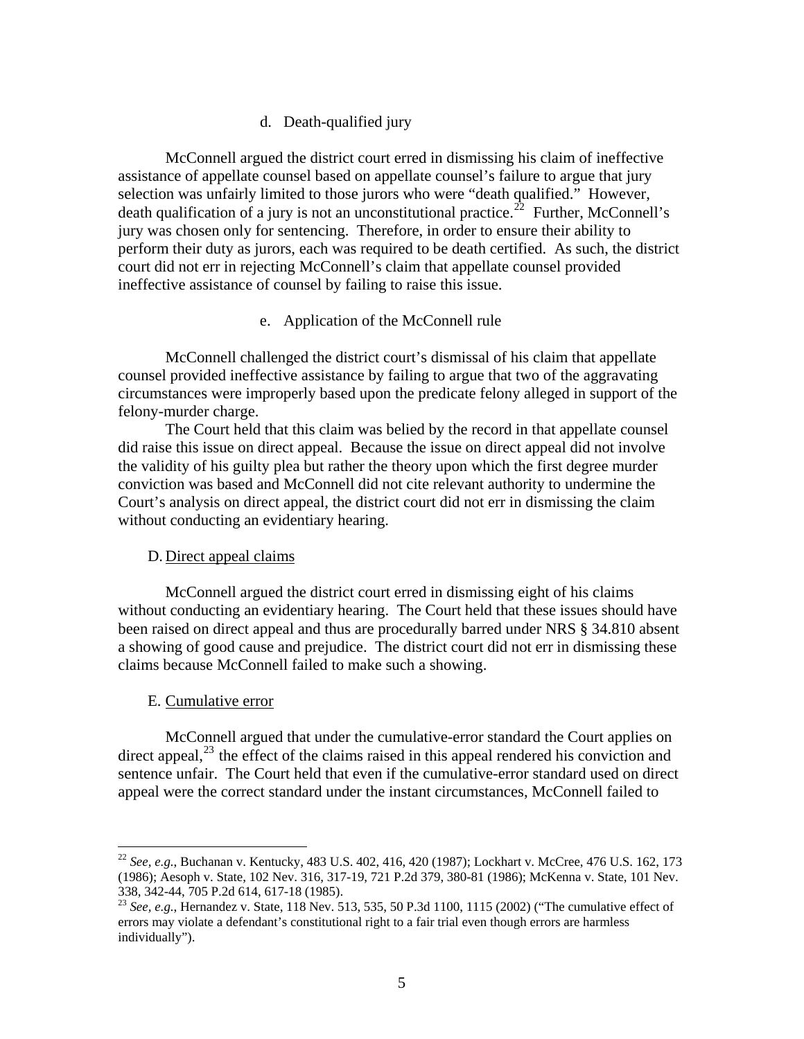d. Death-qualified jury

McConnell argued the district court erred in dismissing his claim of ineffective assistance of appellate counsel based on appellate counsel's failure to argue that jury selection was unfairly limited to those jurors who were "death qualified." However, death qualification of a jury is not an unconstitutional practice.[22] Further, McConnell's jury was chosen only for sentencing. Therefore, in order to ensure their ability to perform their duty as jurors, each was required to be death certified. As such, the district court did not err in rejecting McConnell's claim that appellate counsel provided ineffective assistance of counsel by failing to raise this issue.

e. Application of the McConnell rule

McConnell challenged the district court's dismissal of his claim that appellate counsel provided ineffective assistance by failing to argue that two of the aggravating circumstances were improperly based upon the predicate felony alleged in support of the felony-murder charge.

The Court held that this claim was belied by the record in that appellate counsel did raise this issue on direct appeal. Because the issue on direct appeal did not involve the validity of his guilty plea but rather the theory upon which the first degree murder conviction was based and McConnell did not cite relevant authority to undermine the Court's analysis on direct appeal, the district court did not err in dismissing the claim without conducting an evidentiary hearing.

D. Direct appeal claims

McConnell argued the district court erred in dismissing eight of his claims without conducting an evidentiary hearing. The Court held that these issues should have been raised on direct appeal and thus are procedurally barred under NRS § 34.810 absent a showing of good cause and prejudice. The district court did not err in dismissing these claims because McConnell failed to make such a showing.

E. Cumulative error

McConnell argued that under the cumulative-error standard the Court applies on direct appeal,[23] the effect of the claims raised in this appeal rendered his conviction and sentence unfair. The Court held that even if the cumulative-error standard used on direct appeal were the correct standard under the instant circumstances, McConnell failed to

---

[22] *See, e.g.,* Buchanan v. Kentucky, 483 U.S. 402, 416, 420 (1987); Lockhart v. McCree, 476 U.S. 162, 173 (1986); Aesoph v. State, 102 Nev. 316, 317-19, 721 P.2d 379, 380-81 (1986); McKenna v. State, 101 Nev. 338, 342-44, 705 P.2d 614, 617-18 (1985).

[23] *See, e.g.,* Hernandez v. State, 118 Nev. 513, 535, 50 P.3d 1100, 1115 (2002) ("The cumulative effect of errors may violate a defendant's constitutional right to a fair trial even though errors are harmless individually").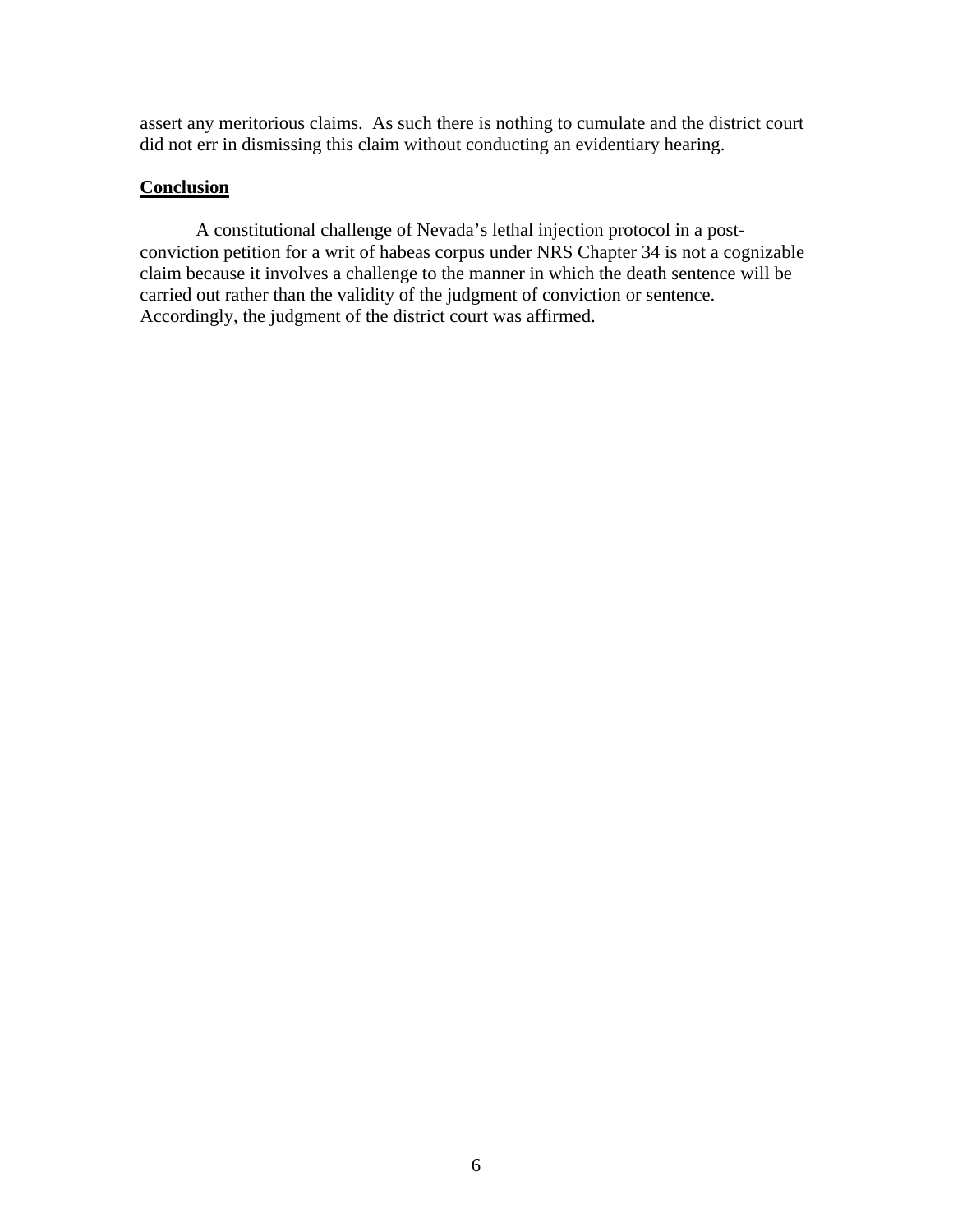assert any meritorious claims. As such there is nothing to cumulate and the district court did not err in dismissing this claim without conducting an evidentiary hearing.

**Conclusion**

A constitutional challenge of Nevada's lethal injection protocol in a post-conviction petition for a writ of habeas corpus under NRS Chapter 34 is not a cognizable claim because it involves a challenge to the manner in which the death sentence will be carried out rather than the validity of the judgment of conviction or sentence. Accordingly, the judgment of the district court was affirmed.